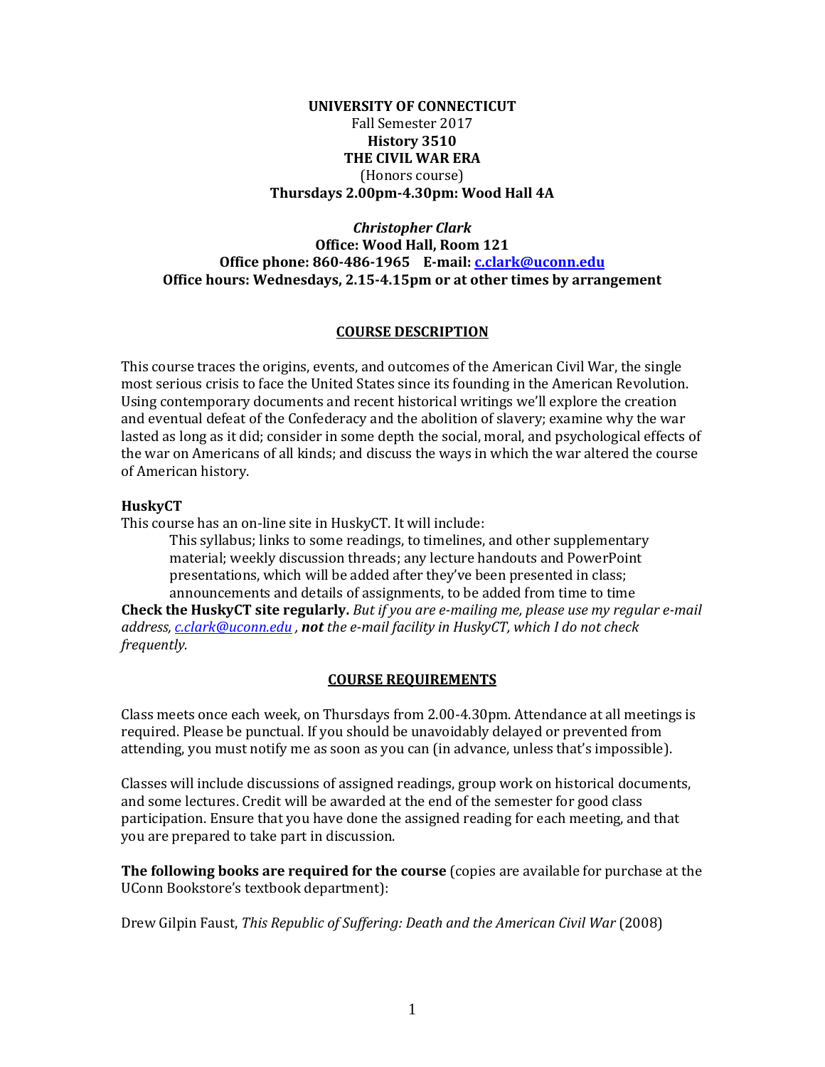**UNIVERSITY OF CONNECTICUT**
Fall Semester 2017
**History 3510**
**THE CIVIL WAR ERA**
(Honors course)
**Thursdays 2.00pm-4.30pm: Wood Hall 4A**

***Christopher Clark***
**Office: Wood Hall, Room 121**
**Office phone: 860-486-1965 E-mail: c.clark@uconn.edu**
**Office hours: Wednesdays, 2.15-4.15pm or at other times by arrangement**

## COURSE DESCRIPTION

This course traces the origins, events, and outcomes of the American Civil War, the single most serious crisis to face the United States since its founding in the American Revolution. Using contemporary documents and recent historical writings we'll explore the creation and eventual defeat of the Confederacy and the abolition of slavery; examine why the war lasted as long as it did; consider in some depth the social, moral, and psychological effects of the war on Americans of all kinds; and discuss the ways in which the war altered the course of American history.

### HuskyCT

This course has an on-line site in HuskyCT. It will include:

> This syllabus; links to some readings, to timelines, and other supplementary material; weekly discussion threads; any lecture handouts and PowerPoint presentations, which will be added after they've been presented in class; announcements and details of assignments, to be added from time to time

**Check the HuskyCT site regularly.** *But if you are e-mailing me, please use my regular e-mail address, c.clark@uconn.edu , **not** the e-mail facility in HuskyCT, which I do not check frequently.*

## COURSE REQUIREMENTS

Class meets once each week, on Thursdays from 2.00-4.30pm. Attendance at all meetings is required. Please be punctual. If you should be unavoidably delayed or prevented from attending, you must notify me as soon as you can (in advance, unless that's impossible).

Classes will include discussions of assigned readings, group work on historical documents, and some lectures. Credit will be awarded at the end of the semester for good class participation. Ensure that you have done the assigned reading for each meeting, and that you are prepared to take part in discussion.

**The following books are required for the course** (copies are available for purchase at the UConn Bookstore's textbook department):

Drew Gilpin Faust, *This Republic of Suffering: Death and the American Civil War* (2008)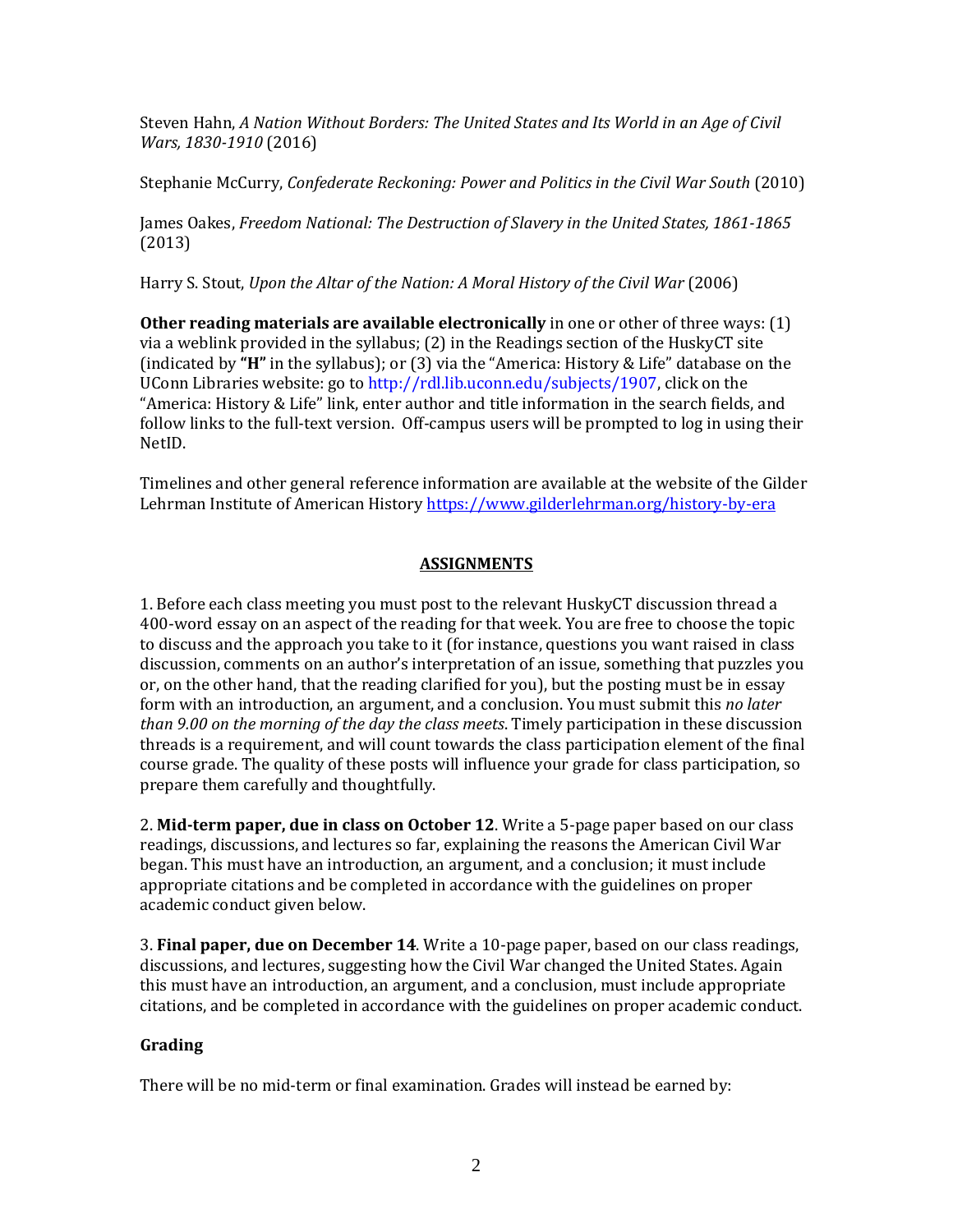Steven Hahn, *A Nation Without Borders: The United States and Its World in an Age of Civil Wars, 1830-1910* (2016)

Stephanie McCurry, *Confederate Reckoning: Power and Politics in the Civil War South* (2010)

James Oakes, *Freedom National: The Destruction of Slavery in the United States, 1861-1865* (2013)

Harry S. Stout, *Upon the Altar of the Nation: A Moral History of the Civil War* (2006)

**Other reading materials are available electronically** in one or other of three ways: (1) via a weblink provided in the syllabus; (2) in the Readings section of the HuskyCT site (indicated by **"H"** in the syllabus); or (3) via the "America: History & Life" database on the UConn Libraries website: go to http://rdl.lib.uconn.edu/subjects/1907, click on the "America: History & Life" link, enter author and title information in the search fields, and follow links to the full-text version. Off-campus users will be prompted to log in using their NetID.

Timelines and other general reference information are available at the website of the Gilder Lehrman Institute of American History https://www.gilderlehrman.org/history-by-era

## ASSIGNMENTS

1. Before each class meeting you must post to the relevant HuskyCT discussion thread a 400-word essay on an aspect of the reading for that week. You are free to choose the topic to discuss and the approach you take to it (for instance, questions you want raised in class discussion, comments on an author's interpretation of an issue, something that puzzles you or, on the other hand, that the reading clarified for you), but the posting must be in essay form with an introduction, an argument, and a conclusion. You must submit this *no later than 9.00 on the morning of the day the class meets*. Timely participation in these discussion threads is a requirement, and will count towards the class participation element of the final course grade. The quality of these posts will influence your grade for class participation, so prepare them carefully and thoughtfully.

2. **Mid-term paper, due in class on October 12**. Write a 5-page paper based on our class readings, discussions, and lectures so far, explaining the reasons the American Civil War began. This must have an introduction, an argument, and a conclusion; it must include appropriate citations and be completed in accordance with the guidelines on proper academic conduct given below.

3. **Final paper, due on December 14**. Write a 10-page paper, based on our class readings, discussions, and lectures, suggesting how the Civil War changed the United States. Again this must have an introduction, an argument, and a conclusion, must include appropriate citations, and be completed in accordance with the guidelines on proper academic conduct.

### Grading

There will be no mid-term or final examination. Grades will instead be earned by: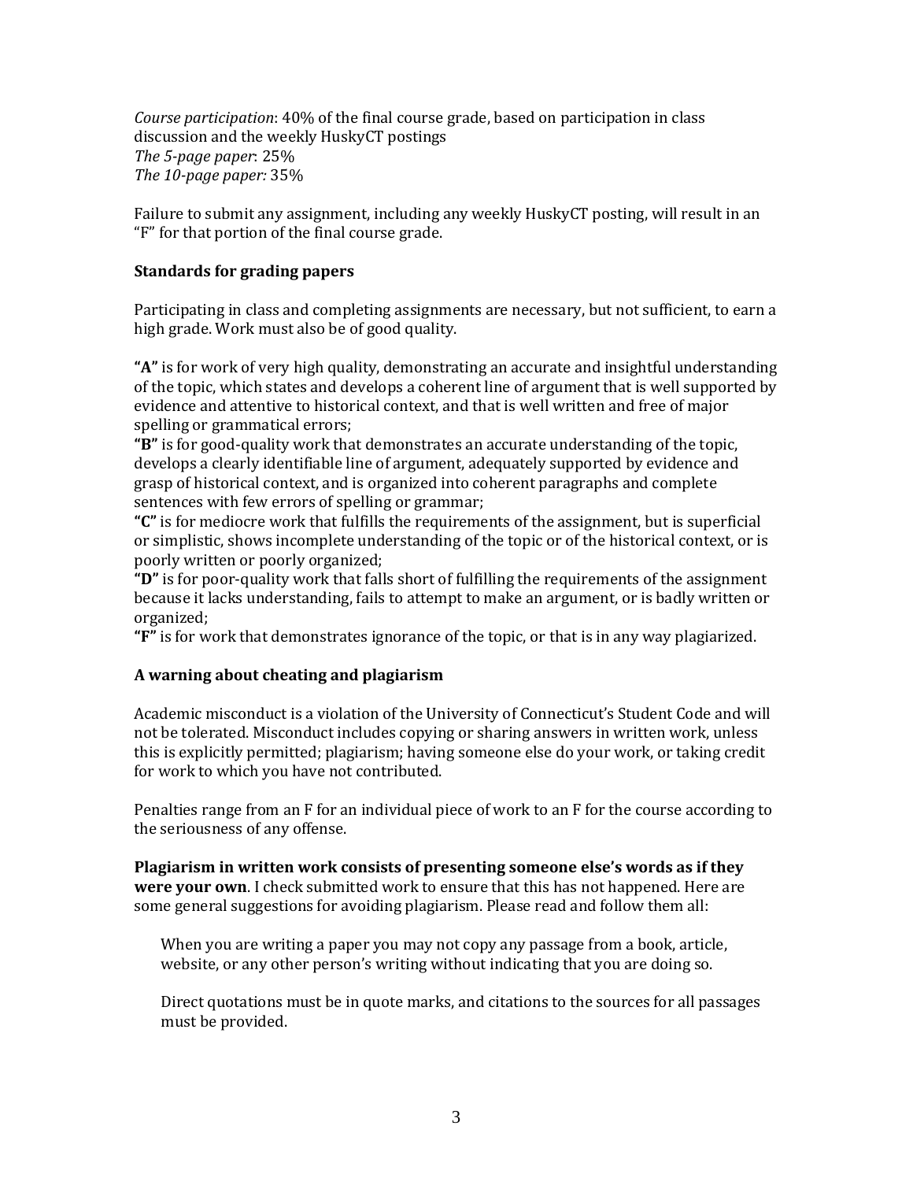*Course participation*: 40% of the final course grade, based on participation in class discussion and the weekly HuskyCT postings
*The 5-page paper*: 25%
*The 10-page paper:* 35%

Failure to submit any assignment, including any weekly HuskyCT posting, will result in an "F" for that portion of the final course grade.

**Standards for grading papers**

Participating in class and completing assignments are necessary, but not sufficient, to earn a high grade. Work must also be of good quality.

**"A"** is for work of very high quality, demonstrating an accurate and insightful understanding of the topic, which states and develops a coherent line of argument that is well supported by evidence and attentive to historical context, and that is well written and free of major spelling or grammatical errors;
**"B"** is for good-quality work that demonstrates an accurate understanding of the topic, develops a clearly identifiable line of argument, adequately supported by evidence and grasp of historical context, and is organized into coherent paragraphs and complete sentences with few errors of spelling or grammar;
**"C"** is for mediocre work that fulfills the requirements of the assignment, but is superficial or simplistic, shows incomplete understanding of the topic or of the historical context, or is poorly written or poorly organized;
**"D"** is for poor-quality work that falls short of fulfilling the requirements of the assignment because it lacks understanding, fails to attempt to make an argument, or is badly written or organized;
**"F"** is for work that demonstrates ignorance of the topic, or that is in any way plagiarized.

**A warning about cheating and plagiarism**

Academic misconduct is a violation of the University of Connecticut's Student Code and will not be tolerated. Misconduct includes copying or sharing answers in written work, unless this is explicitly permitted; plagiarism; having someone else do your work, or taking credit for work to which you have not contributed.

Penalties range from an F for an individual piece of work to an F for the course according to the seriousness of any offense.

**Plagiarism in written work consists of presenting someone else's words as if they were your own**. I check submitted work to ensure that this has not happened. Here are some general suggestions for avoiding plagiarism. Please read and follow them all:

> When you are writing a paper you may not copy any passage from a book, article, website, or any other person's writing without indicating that you are doing so.
>
> Direct quotations must be in quote marks, and citations to the sources for all passages must be provided.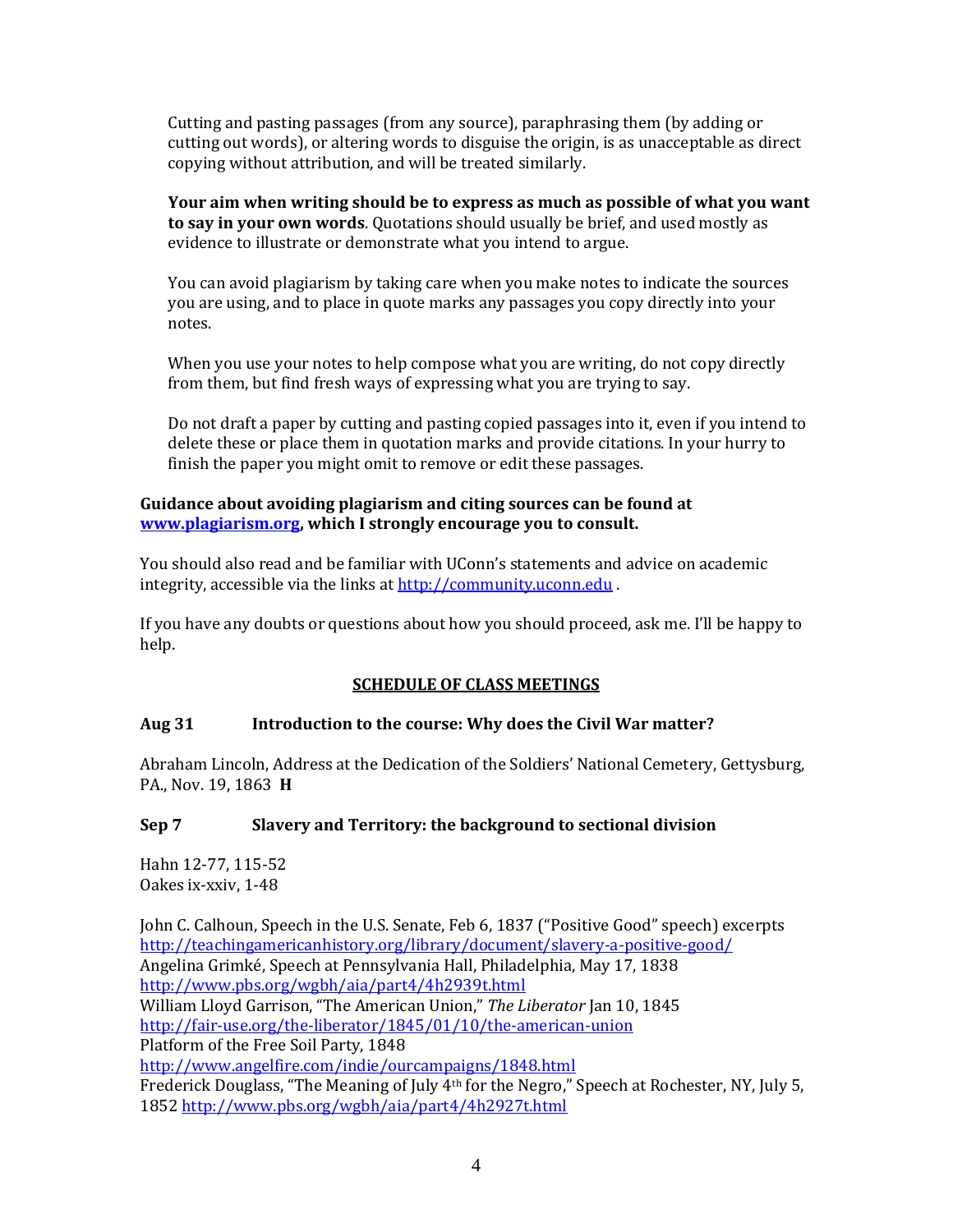Cutting and pasting passages (from any source), paraphrasing them (by adding or cutting out words), or altering words to disguise the origin, is as unacceptable as direct copying without attribution, and will be treated similarly.

**Your aim when writing should be to express as much as possible of what you want to say in your own words**. Quotations should usually be brief, and used mostly as evidence to illustrate or demonstrate what you intend to argue.

You can avoid plagiarism by taking care when you make notes to indicate the sources you are using, and to place in quote marks any passages you copy directly into your notes.

When you use your notes to help compose what you are writing, do not copy directly from them, but find fresh ways of expressing what you are trying to say.

Do not draft a paper by cutting and pasting copied passages into it, even if you intend to delete these or place them in quotation marks and provide citations. In your hurry to finish the paper you might omit to remove or edit these passages.

**Guidance about avoiding plagiarism and citing sources can be found at [www.plagiarism.org](www.plagiarism.org), which I strongly encourage you to consult.**

You should also read and be familiar with UConn's statements and advice on academic integrity, accessible via the links at [http://community.uconn.edu](http://community.uconn.edu) .

If you have any doubts or questions about how you should proceed, ask me. I'll be happy to help.

## SCHEDULE OF CLASS MEETINGS

### Aug 31 Introduction to the course: Why does the Civil War matter?

Abraham Lincoln, Address at the Dedication of the Soldiers' National Cemetery, Gettysburg, PA., Nov. 19, 1863 **H**

### Sep 7 Slavery and Territory: the background to sectional division

Hahn 12-77, 115-52
Oakes ix-xxiv, 1-48

John C. Calhoun, Speech in the U.S. Senate, Feb 6, 1837 ("Positive Good" speech) excerpts
http://teachingamericanhistory.org/library/document/slavery-a-positive-good/
Angelina Grimké, Speech at Pennsylvania Hall, Philadelphia, May 17, 1838
http://www.pbs.org/wgbh/aia/part4/4h2939t.html
William Lloyd Garrison, "The American Union," *The Liberator* Jan 10, 1845
http://fair-use.org/the-liberator/1845/01/10/the-american-union
Platform of the Free Soil Party, 1848
http://www.angelfire.com/indie/ourcampaigns/1848.html
Frederick Douglass, "The Meaning of July 4th for the Negro," Speech at Rochester, NY, July 5, 1852 http://www.pbs.org/wgbh/aia/part4/4h2927t.html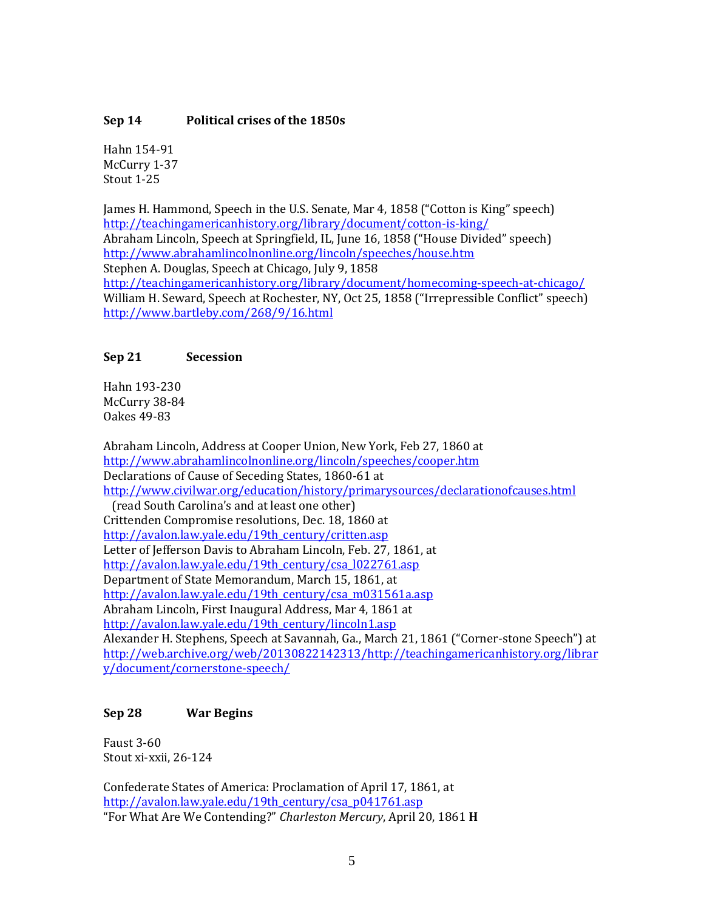**Sep 14 Political crises of the 1850s**

Hahn 154-91
McCurry 1-37
Stout 1-25

James H. Hammond, Speech in the U.S. Senate, Mar 4, 1858 ("Cotton is King" speech)
http://teachingamericanhistory.org/library/document/cotton-is-king/
Abraham Lincoln, Speech at Springfield, IL, June 16, 1858 ("House Divided" speech)
http://www.abrahamlincolnonline.org/lincoln/speeches/house.htm
Stephen A. Douglas, Speech at Chicago, July 9, 1858
http://teachingamericanhistory.org/library/document/homecoming-speech-at-chicago/
William H. Seward, Speech at Rochester, NY, Oct 25, 1858 ("Irrepressible Conflict" speech)
http://www.bartleby.com/268/9/16.html

**Sep 21 Secession**

Hahn 193-230
McCurry 38-84
Oakes 49-83

Abraham Lincoln, Address at Cooper Union, New York, Feb 27, 1860 at
http://www.abrahamlincolnonline.org/lincoln/speeches/cooper.htm
Declarations of Cause of Seceding States, 1860-61 at
http://www.civilwar.org/education/history/primarysources/declarationofcauses.html
(read South Carolina's and at least one other)
Crittenden Compromise resolutions, Dec. 18, 1860 at
http://avalon.law.yale.edu/19th_century/critten.asp
Letter of Jefferson Davis to Abraham Lincoln, Feb. 27, 1861, at
http://avalon.law.yale.edu/19th_century/csa_l022761.asp
Department of State Memorandum, March 15, 1861, at
http://avalon.law.yale.edu/19th_century/csa_m031561a.asp
Abraham Lincoln, First Inaugural Address, Mar 4, 1861 at
http://avalon.law.yale.edu/19th_century/lincoln1.asp
Alexander H. Stephens, Speech at Savannah, Ga., March 21, 1861 ("Corner-stone Speech") at
http://web.archive.org/web/20130822142313/http://teachingamericanhistory.org/library/document/cornerstone-speech/

**Sep 28 War Begins**

Faust 3-60
Stout xi-xxii, 26-124

Confederate States of America: Proclamation of April 17, 1861, at
http://avalon.law.yale.edu/19th_century/csa_p041761.asp
"For What Are We Contending?" *Charleston Mercury*, April 20, 1861 **H**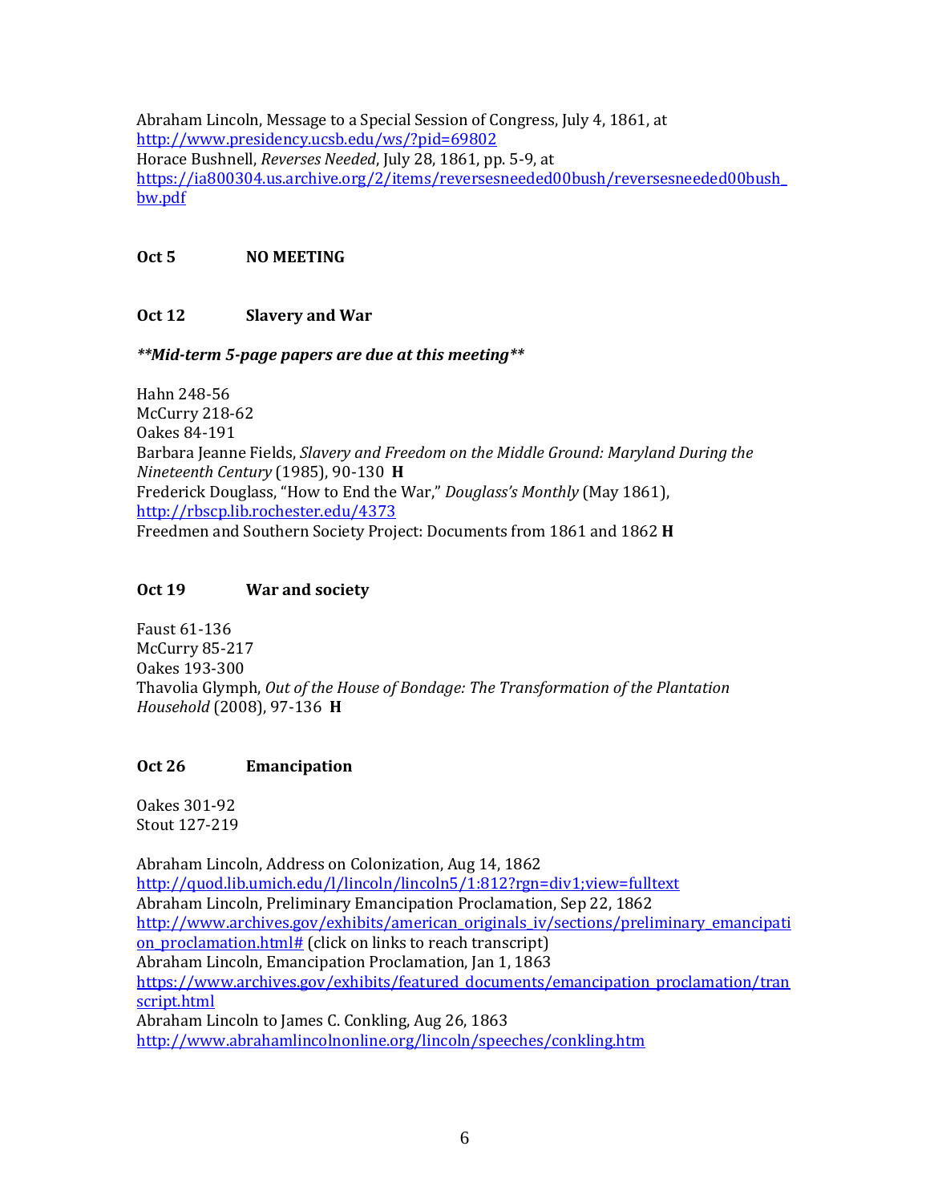Abraham Lincoln, Message to a Special Session of Congress, July 4, 1861, at
http://www.presidency.ucsb.edu/ws/?pid=69802
Horace Bushnell, *Reverses Needed*, July 28, 1861, pp. 5-9, at
https://ia800304.us.archive.org/2/items/reversesneeded00bush/reversesneeded00bush_bw.pdf

**Oct 5 NO MEETING**

**Oct 12 Slavery and War**

***\*\*Mid-term 5-page papers are due at this meeting\*\****

Hahn 248-56
McCurry 218-62
Oakes 84-191
Barbara Jeanne Fields, *Slavery and Freedom on the Middle Ground: Maryland During the Nineteenth Century* (1985), 90-130 **H**
Frederick Douglass, "How to End the War," *Douglass's Monthly* (May 1861),
http://rbscp.lib.rochester.edu/4373
Freedmen and Southern Society Project: Documents from 1861 and 1862 **H**

**Oct 19 War and society**

Faust 61-136
McCurry 85-217
Oakes 193-300
Thavolia Glymph, *Out of the House of Bondage: The Transformation of the Plantation Household* (2008), 97-136 **H**

**Oct 26 Emancipation**

Oakes 301-92
Stout 127-219

Abraham Lincoln, Address on Colonization, Aug 14, 1862
http://quod.lib.umich.edu/l/lincoln/lincoln5/1:812?rgn=div1;view=fulltext
Abraham Lincoln, Preliminary Emancipation Proclamation, Sep 22, 1862
http://www.archives.gov/exhibits/american_originals_iv/sections/preliminary_emancipation_proclamation.html# (click on links to reach transcript)
Abraham Lincoln, Emancipation Proclamation, Jan 1, 1863
https://www.archives.gov/exhibits/featured_documents/emancipation_proclamation/transcript.html
Abraham Lincoln to James C. Conkling, Aug 26, 1863
http://www.abrahamlincolnonline.org/lincoln/speeches/conkling.htm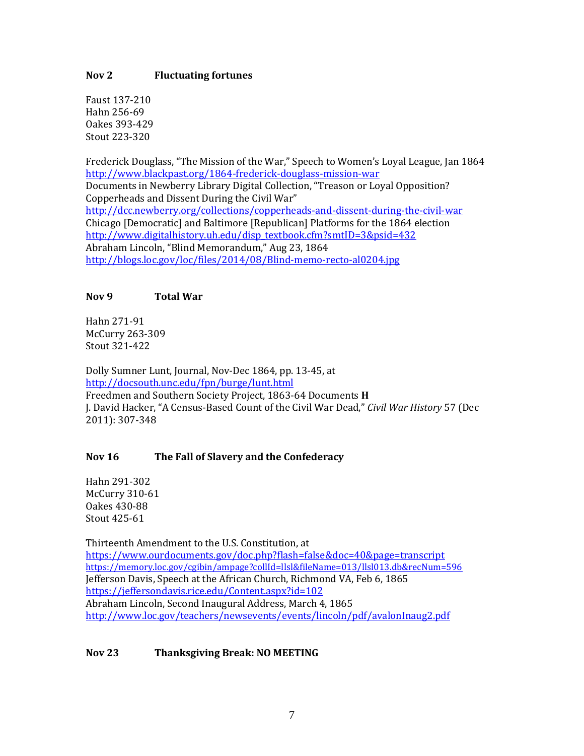### Nov 2 **Fluctuating fortunes**

Faust 137-210
Hahn 256-69
Oakes 393-429
Stout 223-320

Frederick Douglass, "The Mission of the War," Speech to Women's Loyal League, Jan 1864
http://www.blackpast.org/1864-frederick-douglass-mission-war
Documents in Newberry Library Digital Collection, "Treason or Loyal Opposition? Copperheads and Dissent During the Civil War"
http://dcc.newberry.org/collections/copperheads-and-dissent-during-the-civil-war
Chicago [Democratic] and Baltimore [Republican] Platforms for the 1864 election
http://www.digitalhistory.uh.edu/disp_textbook.cfm?smtID=3&psid=432
Abraham Lincoln, "Blind Memorandum," Aug 23, 1864
http://blogs.loc.gov/loc/files/2014/08/Blind-memo-recto-al0204.jpg

### Nov 9 **Total War**

Hahn 271-91
McCurry 263-309
Stout 321-422

Dolly Sumner Lunt, Journal, Nov-Dec 1864, pp. 13-45, at
http://docsouth.unc.edu/fpn/burge/lunt.html
Freedmen and Southern Society Project, 1863-64 Documents **H**
J. David Hacker, "A Census-Based Count of the Civil War Dead," *Civil War History* 57 (Dec 2011): 307-348

### Nov 16 **The Fall of Slavery and the Confederacy**

Hahn 291-302
McCurry 310-61
Oakes 430-88
Stout 425-61

Thirteenth Amendment to the U.S. Constitution, at
https://www.ourdocuments.gov/doc.php?flash=false&doc=40&page=transcript
https://memory.loc.gov/cgibin/ampage?collId=llsl&fileName=013/llsl013.db&recNum=596
Jefferson Davis, Speech at the African Church, Richmond VA, Feb 6, 1865
https://jeffersondavis.rice.edu/Content.aspx?id=102
Abraham Lincoln, Second Inaugural Address, March 4, 1865
http://www.loc.gov/teachers/newsevents/events/lincoln/pdf/avalonInaug2.pdf

### Nov 23 **Thanksgiving Break: NO MEETING**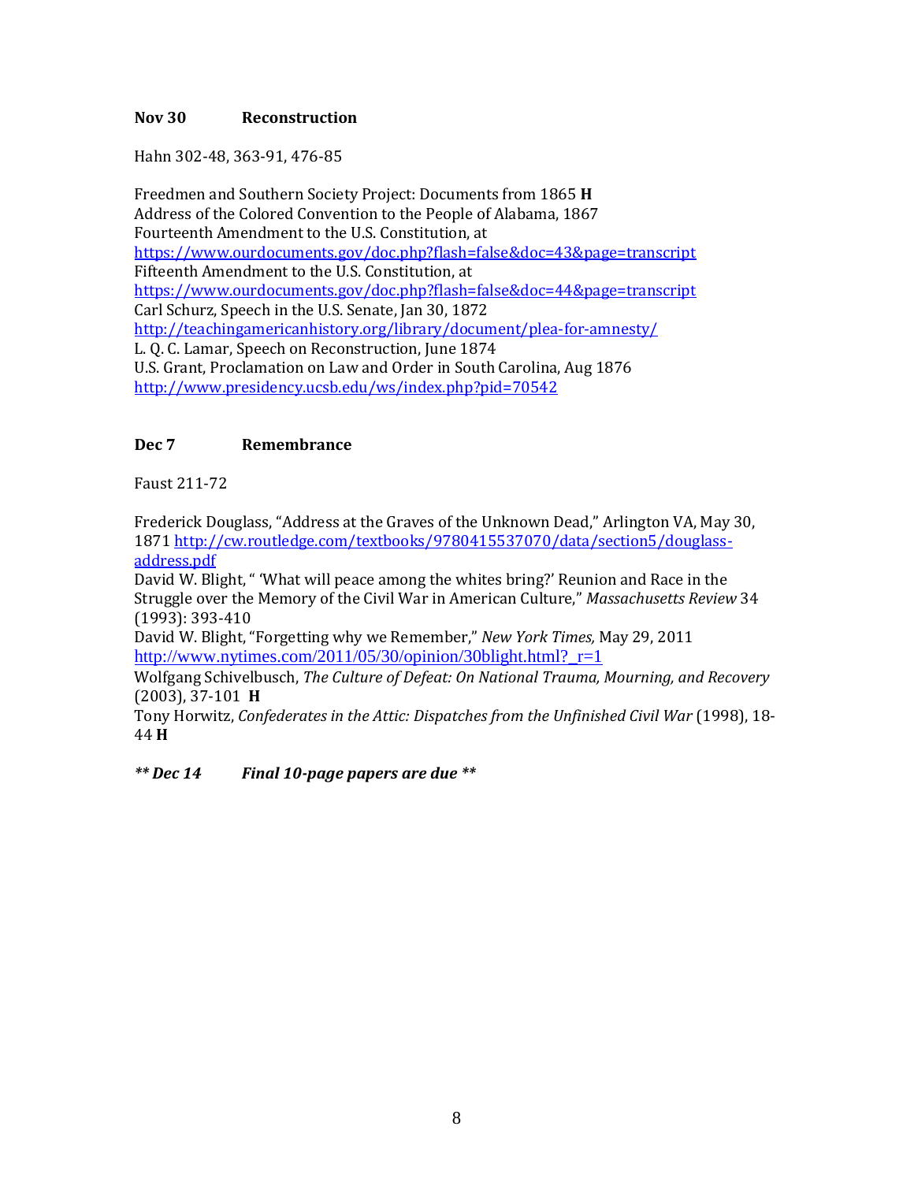**Nov 30 Reconstruction**

Hahn 302-48, 363-91, 476-85

Freedmen and Southern Society Project: Documents from 1865 **H**
Address of the Colored Convention to the People of Alabama, 1867
Fourteenth Amendment to the U.S. Constitution, at
https://www.ourdocuments.gov/doc.php?flash=false&doc=43&page=transcript
Fifteenth Amendment to the U.S. Constitution, at
https://www.ourdocuments.gov/doc.php?flash=false&doc=44&page=transcript
Carl Schurz, Speech in the U.S. Senate, Jan 30, 1872
http://teachingamericanhistory.org/library/document/plea-for-amnesty/
L. Q. C. Lamar, Speech on Reconstruction, June 1874
U.S. Grant, Proclamation on Law and Order in South Carolina, Aug 1876
http://www.presidency.ucsb.edu/ws/index.php?pid=70542

**Dec 7 Remembrance**

Faust 211-72

Frederick Douglass, "Address at the Graves of the Unknown Dead," Arlington VA, May 30, 1871 http://cw.routledge.com/textbooks/9780415537070/data/section5/douglass-address.pdf
David W. Blight, " 'What will peace among the whites bring?' Reunion and Race in the Struggle over the Memory of the Civil War in American Culture," *Massachusetts Review* 34 (1993): 393-410
David W. Blight, "Forgetting why we Remember," *New York Times,* May 29, 2011
http://www.nytimes.com/2011/05/30/opinion/30blight.html?_r=1
Wolfgang Schivelbusch, *The Culture of Defeat: On National Trauma, Mourning, and Recovery* (2003), 37-101 **H**
Tony Horwitz, *Confederates in the Attic: Dispatches from the Unfinished Civil War* (1998), 18-44 **H**

***\*\* Dec 14 Final 10-page papers are due \*\****